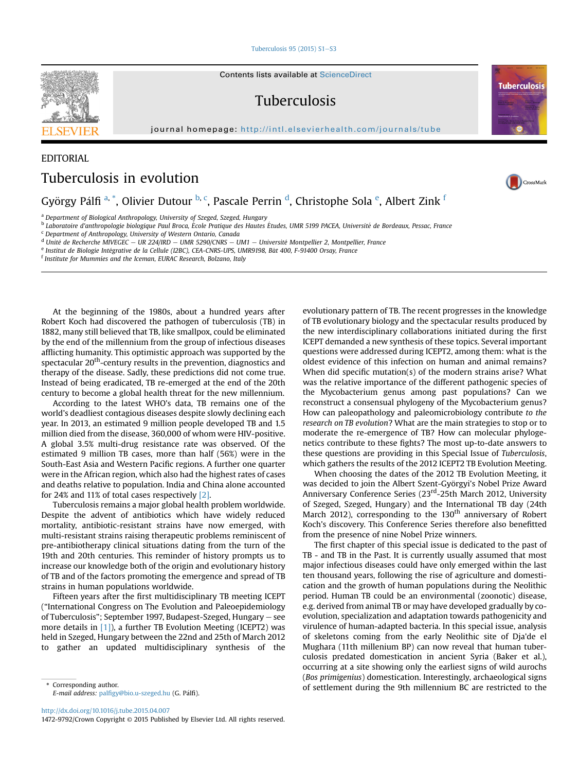EDITORIAL

# Tuberculosis in evolution

György Pálfi [a,*], Olivier Dutour [b,c], Pascale Perrin [d], Christophe Sola [e], Albert Zink [f]

[a] Department of Biological Anthropology, University of Szeged, Szeged, Hungary
[b] Laboratoire d'anthropologie biologique Paul Broca, École Pratique des Hautes Études, UMR 5199 PACEA, Université de Bordeaux, Pessac, France
[c] Department of Anthropology, University of Western Ontario, Canada
[d] Unité de Recherche MIVEGEC – UR 224/IRD – UMR 5290/CNRS – UM1 – Université Montpellier 2, Montpellier, France
[e] Institut de Biologie Intégrative de la Cellule (I2BC), CEA-CNRS-UPS, UMR9198, Bât 400, F-91400 Orsay, France
[f] Institute for Mummies and the Iceman, EURAC Research, Bolzano, Italy

At the beginning of the 1980s, about a hundred years after Robert Koch had discovered the pathogen of tuberculosis (TB) in 1882, many still believed that TB, like smallpox, could be eliminated by the end of the millennium from the group of infectious diseases afflicting humanity. This optimistic approach was supported by the spectacular 20th-century results in the prevention, diagnostics and therapy of the disease. Sadly, these predictions did not come true. Instead of being eradicated, TB re-emerged at the end of the 20th century to become a global health threat for the new millennium.

According to the latest WHO's data, TB remains one of the world's deadliest contagious diseases despite slowly declining each year. In 2013, an estimated 9 million people developed TB and 1.5 million died from the disease, 360,000 of whom were HIV-positive. A global 3.5% multi-drug resistance rate was observed. Of the estimated 9 million TB cases, more than half (56%) were in the South-East Asia and Western Pacific regions. A further one quarter were in the African region, which also had the highest rates of cases and deaths relative to population. India and China alone accounted for 24% and 11% of total cases respectively [2].

Tuberculosis remains a major global health problem worldwide. Despite the advent of antibiotics which have widely reduced mortality, antibiotic-resistant strains have now emerged, with multi-resistant strains raising therapeutic problems reminiscent of pre-antibiotherapy clinical situations dating from the turn of the 19th and 20th centuries. This reminder of history prompts us to increase our knowledge both of the origin and evolutionary history of TB and of the factors promoting the emergence and spread of TB strains in human populations worldwide.

Fifteen years after the first multidisciplinary TB meeting ICEPT ("International Congress on The Evolution and Paleoepidemiology of Tuberculosis"; September 1997, Budapest-Szeged, Hungary – see more details in [1]), a further TB Evolution Meeting (ICEPT2) was held in Szeged, Hungary between the 22nd and 25th of March 2012 to gather an updated multidisciplinary synthesis of the evolutionary pattern of TB. The recent progresses in the knowledge of TB evolutionary biology and the spectacular results produced by the new interdisciplinary collaborations initiated during the first ICEPT demanded a new synthesis of these topics. Several important questions were addressed during ICEPT2, among them: what is the oldest evidence of this infection on human and animal remains? When did specific mutation(s) of the modern strains arise? What was the relative importance of the different pathogenic species of the Mycobacterium genus among past populations? Can we reconstruct a consensual phylogeny of the Mycobacterium genus? How can paleopathology and paleomicrobiology contribute *to the research on TB evolution*? What are the main strategies to stop or to moderate the re-emergence of TB? How can molecular phylogenetics contribute to these fights? The most up-to-date answers to these questions are providing in this Special Issue of *Tuberculosis*, which gathers the results of the 2012 ICEPT2 TB Evolution Meeting.

When choosing the dates of the 2012 TB Evolution Meeting, it was decided to join the Albert Szent-Györgyi's Nobel Prize Award Anniversary Conference Series (23rd-25th March 2012, University of Szeged, Szeged, Hungary) and the International TB day (24th March 2012), corresponding to the 130th anniversary of Robert Koch's discovery. This Conference Series therefore also benefitted from the presence of nine Nobel Prize winners.

The first chapter of this special issue is dedicated to the past of TB - and TB in the Past. It is currently usually assumed that most major infectious diseases could have only emerged within the last ten thousand years, following the rise of agriculture and domestication and the growth of human populations during the Neolithic period. Human TB could be an environmental (zoonotic) disease, e.g. derived from animal TB or may have developed gradually by co-evolution, specialization and adaptation towards pathogenicity and virulence of human-adapted bacteria. In this special issue, analysis of skeletons coming from the early Neolithic site of Dja'de el Mughara (11th millenium BP) can now reveal that human tuberculosis predated domestication in ancient Syria (Baker et al.), occurring at a site showing only the earliest signs of wild aurochs (*Bos primigenius*) domestication. Interestingly, archaeological signs of settlement during the 9th millennium BC are restricted to the

* Corresponding author.
*E-mail address:* palfigy@bio.u-szeged.hu (G. Pálfi).

http://dx.doi.org/10.1016/j.tube.2015.04.007
1472-9792/Crown Copyright © 2015 Published by Elsevier Ltd. All rights reserved.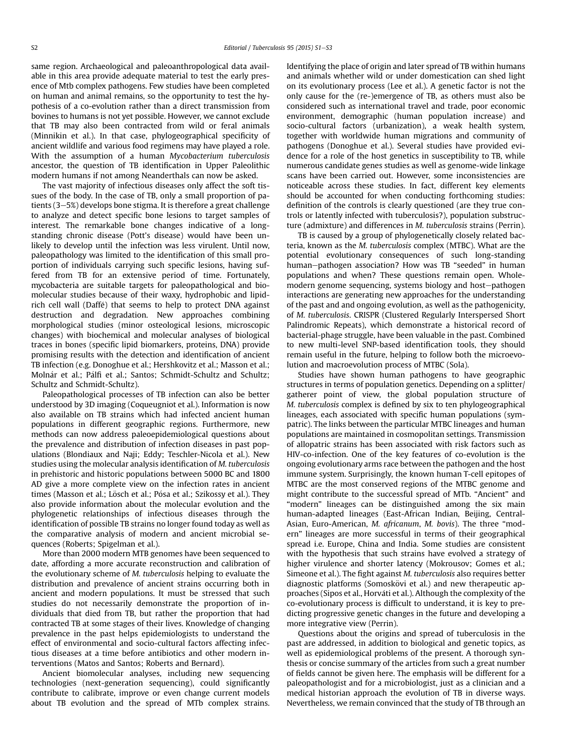same region. Archaeological and paleoanthropological data available in this area provide adequate material to test the early presence of Mtb complex pathogens. Few studies have been completed on human and animal remains, so the opportunity to test the hypothesis of a co-evolution rather than a direct transmission from bovines to humans is not yet possible. However, we cannot exclude that TB may also been contracted from wild or feral animals (Minnikin et al.). In that case, phylogeographical specificity of ancient wildlife and various food regimens may have played a role. With the assumption of a human *Mycobacterium tuberculosis* ancestor, the question of TB identification in Upper Paleolithic modern humans if not among Neanderthals can now be asked.

The vast majority of infectious diseases only affect the soft tissues of the body. In the case of TB, only a small proportion of patients (3–5%) develops bone stigma. It is therefore a great challenge to analyze and detect specific bone lesions to target samples of interest. The remarkable bone changes indicative of a long-standing chronic disease (Pott's disease) would have been unlikely to develop until the infection was less virulent. Until now, paleopathology was limited to the identification of this small proportion of individuals carrying such specific lesions, having suffered from TB for an extensive period of time. Fortunately, mycobacteria are suitable targets for paleopathological and biomolecular studies because of their waxy, hydrophobic and lipid-rich cell wall (Daffé) that seems to help to protect DNA against destruction and degradation. New approaches combining morphological studies (minor osteological lesions, microscopic changes) with biochemical and molecular analyses of biological traces in bones (specific lipid biomarkers, proteins, DNA) provide promising results with the detection and identification of ancient TB infection (e.g. Donoghue et al.; Hershkovitz et al.; Masson et al.; Molnár et al.; Pálfi et al.; Santos; Schmidt-Schultz and Schultz; Schultz and Schmidt-Schultz).

Paleopathological processes of TB infection can also be better understood by 3D imaging (Coqueugniot et al.). Information is now also available on TB strains which had infected ancient human populations in different geographic regions. Furthermore, new methods can now address paleoepidemiological questions about the prevalence and distribution of infection diseases in past populations (Blondiaux and Naji; Eddy; Teschler-Nicola et al.). New studies using the molecular analysis identification of *M. tuberculosis* in prehistoric and historic populations between 5000 BC and 1800 AD give a more complete view on the infection rates in ancient times (Masson et al.; Lösch et al.; Pósa et al.; Szikossy et al.). They also provide information about the molecular evolution and the phylogenetic relationships of infectious diseases through the identification of possible TB strains no longer found today as well as the comparative analysis of modern and ancient microbial sequences (Roberts; Spigelman et al.).

More than 2000 modern MTB genomes have been sequenced to date, affording a more accurate reconstruction and calibration of the evolutionary scheme of *M. tuberculosis* helping to evaluate the distribution and prevalence of ancient strains occurring both in ancient and modern populations. It must be stressed that such studies do not necessarily demonstrate the proportion of individuals that died from TB, but rather the proportion that had contracted TB at some stages of their lives. Knowledge of changing prevalence in the past helps epidemiologists to understand the effect of environmental and socio-cultural factors affecting infectious diseases at a time before antibiotics and other modern interventions (Matos and Santos; Roberts and Bernard).

Ancient biomolecular analyses, including new sequencing technologies (next-generation sequencing), could significantly contribute to calibrate, improve or even change current models about TB evolution and the spread of MTb complex strains. Identifying the place of origin and later spread of TB within humans and animals whether wild or under domestication can shed light on its evolutionary process (Lee et al.). A genetic factor is not the only cause for the (re-)emergence of TB, as others must also be considered such as international travel and trade, poor economic environment, demographic (human population increase) and socio-cultural factors (urbanization), a weak health system, together with worldwide human migrations and community of pathogens (Donoghue et al.). Several studies have provided evidence for a role of the host genetics in susceptibility to TB, while numerous candidate genes studies as well as genome-wide linkage scans have been carried out. However, some inconsistencies are noticeable across these studies. In fact, different key elements should be accounted for when conducting forthcoming studies: definition of the controls is clearly questioned (are they true controls or latently infected with tuberculosis?), population substructure (admixture) and differences in *M. tuberculosis* strains (Perrin).

TB is caused by a group of phylogenetically closely related bacteria, known as the *M. tuberculosis* complex (MTBC). What are the potential evolutionary consequences of such long-standing human–pathogen association? How was TB "seeded" in human populations and when? These questions remain open. Whole-modern genome sequencing, systems biology and host–pathogen interactions are generating new approaches for the understanding of the past and and ongoing evolution, as well as the pathogenicity, of *M. tuberculosis*. CRISPR (Clustered Regularly Interspersed Short Palindromic Repeats), which demonstrate a historical record of bacterial-phage struggle, have been valuable in the past. Combined to new multi-level SNP-based identification tools, they should remain useful in the future, helping to follow both the microevolution and macroevolution process of MTBC (Sola).

Studies have shown human pathogens to have geographic structures in terms of population genetics. Depending on a splitter/gatherer point of view, the global population structure of *M. tuberculosis* complex is defined by six to ten phylogeographical lineages, each associated with specific human populations (sympatric). The links between the particular MTBC lineages and human populations are maintained in cosmopolitan settings. Transmission of allopatric strains has been associated with risk factors such as HIV-co-infection. One of the key features of co-evolution is the ongoing evolutionary arms race between the pathogen and the host immune system. Surprisingly, the known human T-cell epitopes of MTBC are the most conserved regions of the MTBC genome and might contribute to the successful spread of MTb. "Ancient" and "modern" lineages can be distinguished among the six main human-adapted lineages (East-African Indian, Beijing, Central-Asian, Euro-American, *M. africanum*, *M. bovis*). The three "modern" lineages are more successful in terms of their geographical spread i.e. Europe, China and India. Some studies are consistent with the hypothesis that such strains have evolved a strategy of higher virulence and shorter latency (Mokrousov; Gomes et al.; Simeone et al.). The fight against *M. tuberculosis* also requires better diagnostic platforms (Somoskövi et al.) and new therapeutic approaches (Sipos et al., Horváti et al.). Although the complexity of the co-evolutionary process is difficult to understand, it is key to predicting progressive genetic changes in the future and developing a more integrative view (Perrin).

Questions about the origins and spread of tuberculosis in the past are addressed, in addition to biological and genetic topics, as well as epidemiological problems of the present. A thorough synthesis or concise summary of the articles from such a great number of fields cannot be given here. The emphasis will be different for a paleopathologist and for a microbiologist, just as a clinician and a medical historian approach the evolution of TB in diverse ways. Nevertheless, we remain convinced that the study of TB through an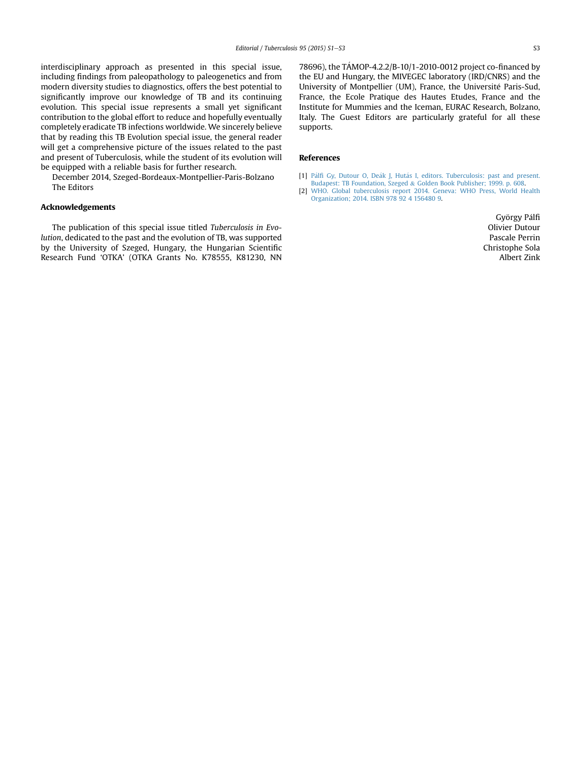interdisciplinary approach as presented in this special issue, including findings from paleopathology to paleogenetics and from modern diversity studies to diagnostics, offers the best potential to significantly improve our knowledge of TB and its continuing evolution. This special issue represents a small yet significant contribution to the global effort to reduce and hopefully eventually completely eradicate TB infections worldwide. We sincerely believe that by reading this TB Evolution special issue, the general reader will get a comprehensive picture of the issues related to the past and present of Tuberculosis, while the student of its evolution will be equipped with a reliable basis for further research.

December 2014, Szeged-Bordeaux-Montpellier-Paris-Bolzano

The Editors

## Acknowledgements

The publication of this special issue titled *Tuberculosis in Evolution*, dedicated to the past and the evolution of TB, was supported by the University of Szeged, Hungary, the Hungarian Scientific Research Fund 'OTKA' (OTKA Grants No. K78555, K81230, NN 78696), the TÁMOP-4.2.2/B-10/1-2010-0012 project co-financed by the EU and Hungary, the MIVEGEC laboratory (IRD/CNRS) and the University of Montpellier (UM), France, the Université Paris-Sud, France, the Ecole Pratique des Hautes Etudes, France and the Institute for Mummies and the Iceman, EURAC Research, Bolzano, Italy. The Guest Editors are particularly grateful for all these supports.

## References

[1] Pálfi Gy, Dutour O, Deák J, Hutás I, editors. Tuberculosis: past and present. Budapest: TB Foundation, Szeged & Golden Book Publisher; 1999. p. 608.

[2] WHO. Global tuberculosis report 2014. Geneva: WHO Press, World Health Organization; 2014. ISBN 978 92 4 156480 9.

György Pálfi
Olivier Dutour
Pascale Perrin
Christophe Sola
Albert Zink